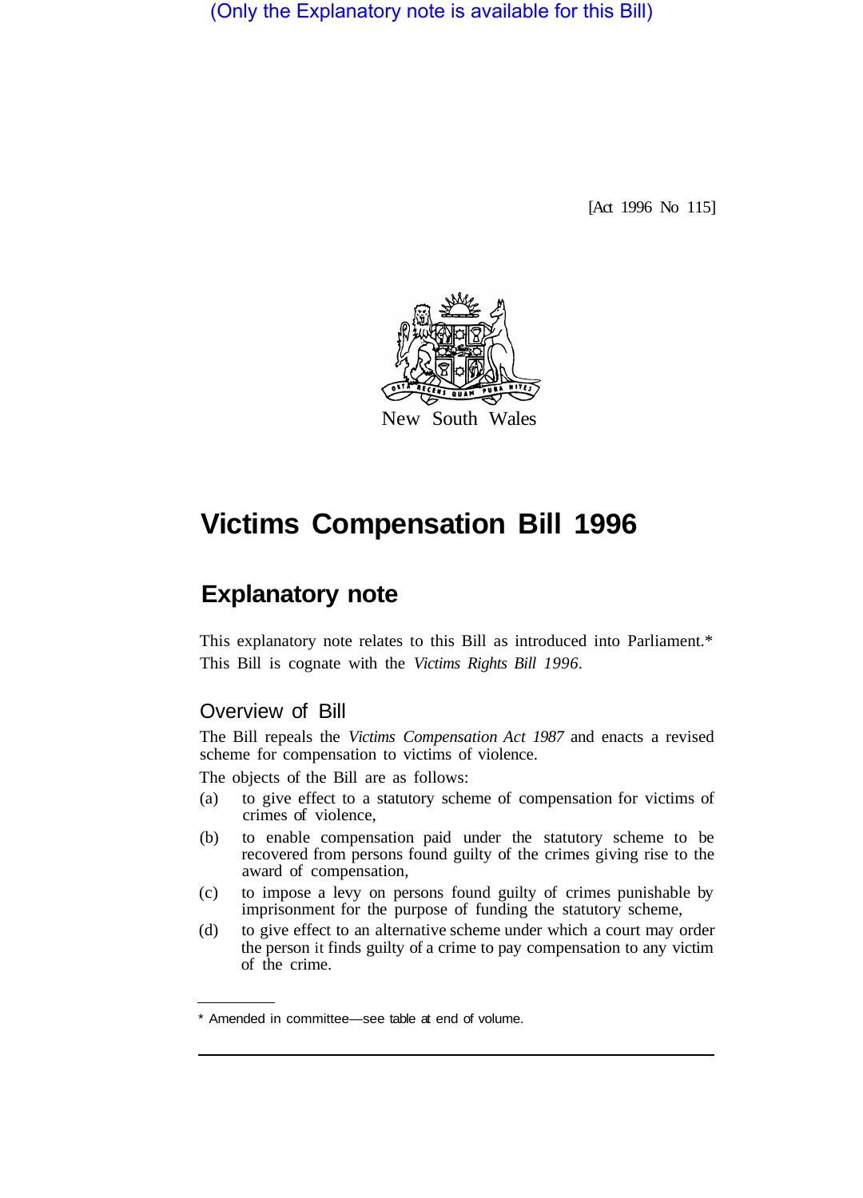(Only the Explanatory note is available for this Bill)

[Act 1996 No 115]

New South Wales

# Victims Compensation Bill 1996

## Explanatory note

This explanatory note relates to this Bill as introduced into Parliament.*
This Bill is cognate with the *Victims Rights Bill 1996*.

### Overview of Bill

The Bill repeals the *Victims Compensation Act 1987* and enacts a revised scheme for compensation to victims of violence.

The objects of the Bill are as follows:

(a) to give effect to a statutory scheme of compensation for victims of crimes of violence,

(b) to enable compensation paid under the statutory scheme to be recovered from persons found guilty of the crimes giving rise to the award of compensation,

(c) to impose a levy on persons found guilty of crimes punishable by imprisonment for the purpose of funding the statutory scheme,

(d) to give effect to an alternative scheme under which a court may order the person it finds guilty of a crime to pay compensation to any victim of the crime.

---

* Amended in committee—see table at end of volume.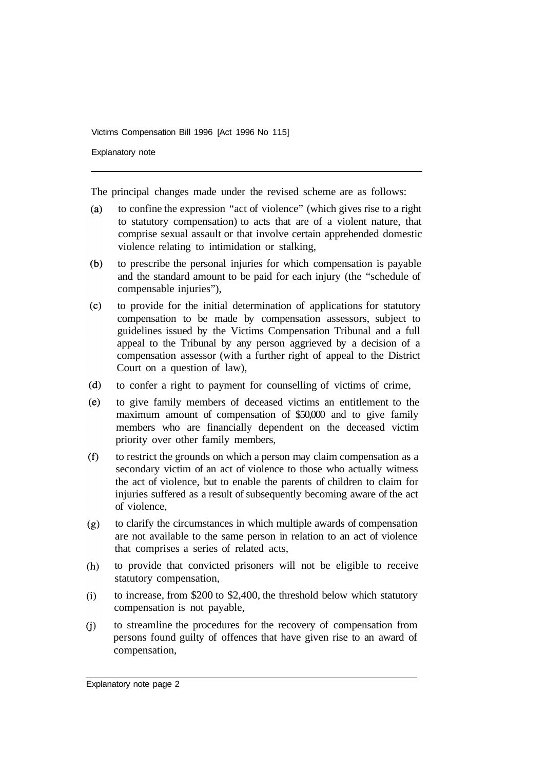The principal changes made under the revised scheme are as follows:

(a) to confine the expression "act of violence" (which gives rise to a right to statutory compensation) to acts that are of a violent nature, that comprise sexual assault or that involve certain apprehended domestic violence relating to intimidation or stalking,

(b) to prescribe the personal injuries for which compensation is payable and the standard amount to be paid for each injury (the "schedule of compensable injuries"),

(c) to provide for the initial determination of applications for statutory compensation to be made by compensation assessors, subject to guidelines issued by the Victims Compensation Tribunal and a full appeal to the Tribunal by any person aggrieved by a decision of a compensation assessor (with a further right of appeal to the District Court on a question of law),

(d) to confer a right to payment for counselling of victims of crime,

(e) to give family members of deceased victims an entitlement to the maximum amount of compensation of $50,000 and to give family members who are financially dependent on the deceased victim priority over other family members,

(f) to restrict the grounds on which a person may claim compensation as a secondary victim of an act of violence to those who actually witness the act of violence, but to enable the parents of children to claim for injuries suffered as a result of subsequently becoming aware of the act of violence,

(g) to clarify the circumstances in which multiple awards of compensation are not available to the same person in relation to an act of violence that comprises a series of related acts,

(h) to provide that convicted prisoners will not be eligible to receive statutory compensation,

(i) to increase, from $200 to $2,400, the threshold below which statutory compensation is not payable,

(j) to streamline the procedures for the recovery of compensation from persons found guilty of offences that have given rise to an award of compensation,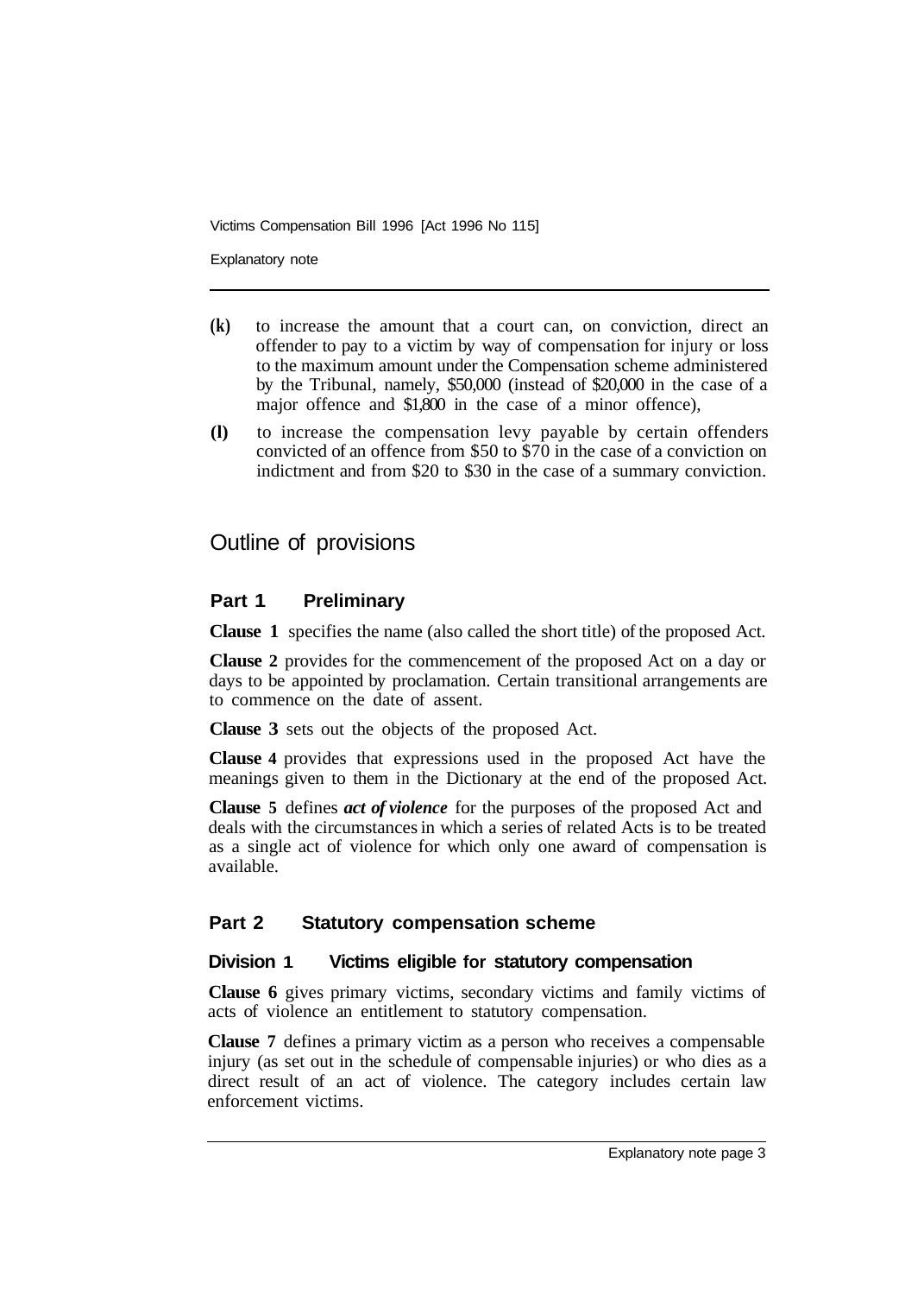**(k)** to increase the amount that a court can, on conviction, direct an offender to pay to a victim by way of compensation for injury or loss to the maximum amount under the Compensation scheme administered by the Tribunal, namely, $50,000 (instead of $20,000 in the case of a major offence and $1,800 in the case of a minor offence),

**(l)** to increase the compensation levy payable by certain offenders convicted of an offence from $50 to $70 in the case of a conviction on indictment and from $20 to $30 in the case of a summary conviction.

## Outline of provisions

### Part 1 Preliminary

**Clause 1** specifies the name (also called the short title) of the proposed Act.

**Clause 2** provides for the commencement of the proposed Act on a day or days to be appointed by proclamation. Certain transitional arrangements are to commence on the date of assent.

**Clause 3** sets out the objects of the proposed Act.

**Clause 4** provides that expressions used in the proposed Act have the meanings given to them in the Dictionary at the end of the proposed Act.

**Clause 5** defines ***act of violence*** for the purposes of the proposed Act and deals with the circumstances in which a series of related Acts is to be treated as a single act of violence for which only one award of compensation is available.

### Part 2 Statutory compensation scheme

#### Division 1 Victims eligible for statutory compensation

**Clause 6** gives primary victims, secondary victims and family victims of acts of violence an entitlement to statutory compensation.

**Clause 7** defines a primary victim as a person who receives a compensable injury (as set out in the schedule of compensable injuries) or who dies as a direct result of an act of violence. The category includes certain law enforcement victims.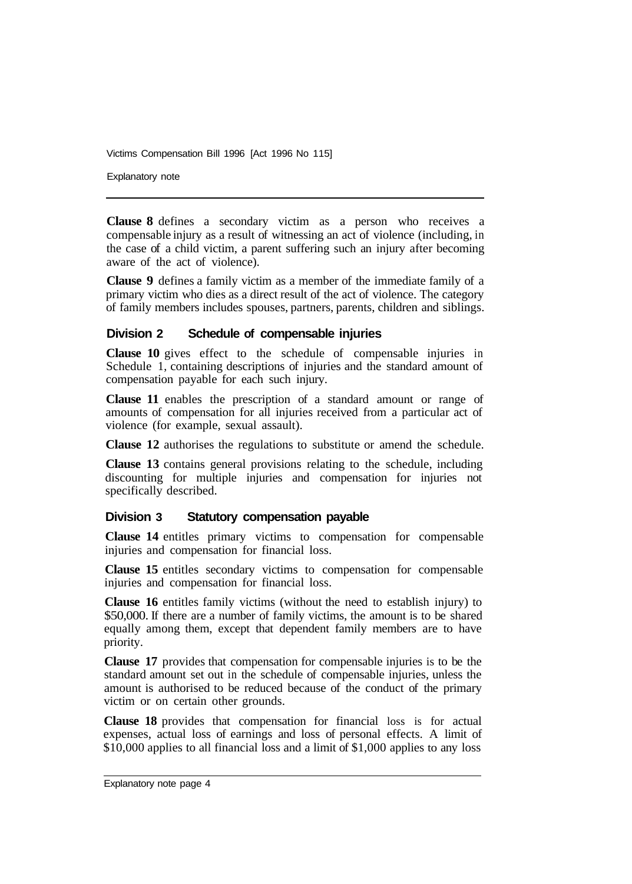**Clause 8** defines a secondary victim as a person who receives a compensable injury as a result of witnessing an act of violence (including, in the case of a child victim, a parent suffering such an injury after becoming aware of the act of violence).

**Clause 9** defines a family victim as a member of the immediate family of a primary victim who dies as a direct result of the act of violence. The category of family members includes spouses, partners, parents, children and siblings.

### Division 2 Schedule of compensable injuries

**Clause 10** gives effect to the schedule of compensable injuries in Schedule 1, containing descriptions of injuries and the standard amount of compensation payable for each such injury.

**Clause 11** enables the prescription of a standard amount or range of amounts of compensation for all injuries received from a particular act of violence (for example, sexual assault).

**Clause 12** authorises the regulations to substitute or amend the schedule.

**Clause 13** contains general provisions relating to the schedule, including discounting for multiple injuries and compensation for injuries not specifically described.

### Division 3 Statutory compensation payable

**Clause 14** entitles primary victims to compensation for compensable injuries and compensation for financial loss.

**Clause 15** entitles secondary victims to compensation for compensable injuries and compensation for financial loss.

**Clause 16** entitles family victims (without the need to establish injury) to $50,000. If there are a number of family victims, the amount is to be shared equally among them, except that dependent family members are to have priority.

**Clause 17** provides that compensation for compensable injuries is to be the standard amount set out in the schedule of compensable injuries, unless the amount is authorised to be reduced because of the conduct of the primary victim or on certain other grounds.

**Clause 18** provides that compensation for financial loss is for actual expenses, actual loss of earnings and loss of personal effects. A limit of $10,000 applies to all financial loss and a limit of $1,000 applies to any loss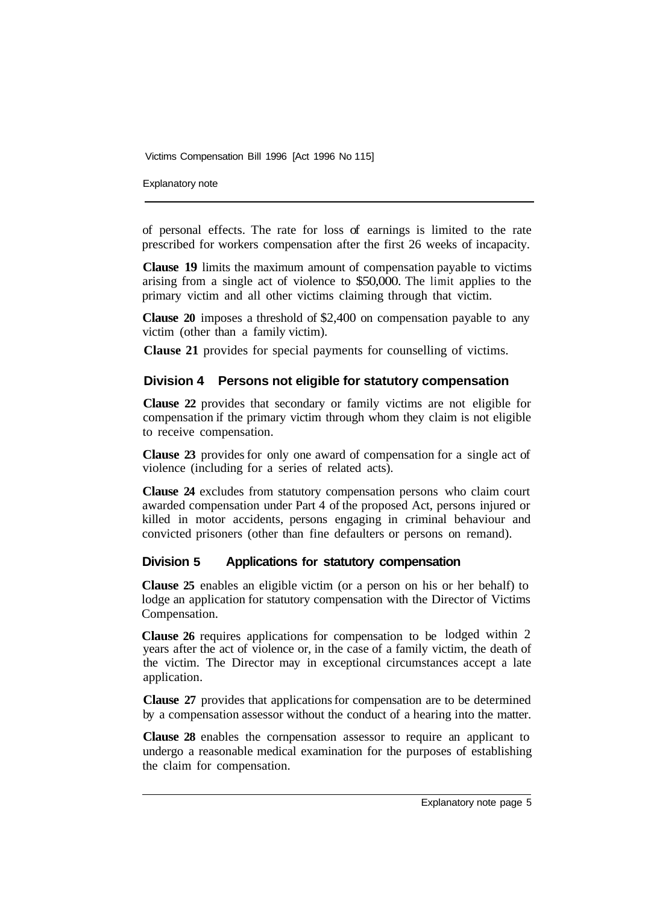of personal effects. The rate for loss of earnings is limited to the rate prescribed for workers compensation after the first 26 weeks of incapacity.

**Clause 19** limits the maximum amount of compensation payable to victims arising from a single act of violence to $50,000. The limit applies to the primary victim and all other victims claiming through that victim.

**Clause 20** imposes a threshold of $2,400 on compensation payable to any victim (other than a family victim).

**Clause 21** provides for special payments for counselling of victims.

## Division 4 Persons not eligible for statutory compensation

**Clause 22** provides that secondary or family victims are not eligible for compensation if the primary victim through whom they claim is not eligible to receive compensation.

**Clause 23** provides for only one award of compensation for a single act of violence (including for a series of related acts).

**Clause 24** excludes from statutory compensation persons who claim court awarded compensation under Part 4 of the proposed Act, persons injured or killed in motor accidents, persons engaging in criminal behaviour and convicted prisoners (other than fine defaulters or persons on remand).

## Division 5 Applications for statutory compensation

**Clause 25** enables an eligible victim (or a person on his or her behalf) to lodge an application for statutory compensation with the Director of Victims Compensation.

**Clause 26** requires applications for compensation to be lodged within 2 years after the act of violence or, in the case of a family victim, the death of the victim. The Director may in exceptional circumstances accept a late application.

**Clause 27** provides that applications for compensation are to be determined by a compensation assessor without the conduct of a hearing into the matter.

**Clause 28** enables the cornpensation assessor to require an applicant to undergo a reasonable medical examination for the purposes of establishing the claim for compensation.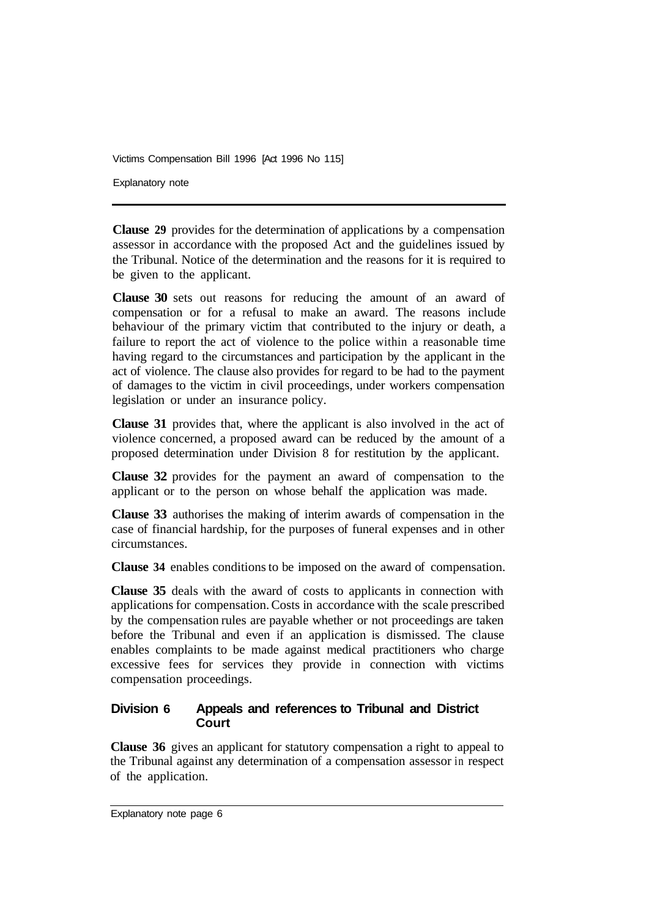**Clause 29** provides for the determination of applications by a compensation assessor in accordance with the proposed Act and the guidelines issued by the Tribunal. Notice of the determination and the reasons for it is required to be given to the applicant.

**Clause 30** sets out reasons for reducing the amount of an award of compensation or for a refusal to make an award. The reasons include behaviour of the primary victim that contributed to the injury or death, a failure to report the act of violence to the police within a reasonable time having regard to the circumstances and participation by the applicant in the act of violence. The clause also provides for regard to be had to the payment of damages to the victim in civil proceedings, under workers compensation legislation or under an insurance policy.

**Clause 31** provides that, where the applicant is also involved in the act of violence concerned, a proposed award can be reduced by the amount of a proposed determination under Division 8 for restitution by the applicant.

**Clause 32** provides for the payment an award of compensation to the applicant or to the person on whose behalf the application was made.

**Clause 33** authorises the making of interim awards of compensation in the case of financial hardship, for the purposes of funeral expenses and in other circumstances.

**Clause 34** enables conditions to be imposed on the award of compensation.

**Clause 35** deals with the award of costs to applicants in connection with applications for compensation. Costs in accordance with the scale prescribed by the compensation rules are payable whether or not proceedings are taken before the Tribunal and even if an application is dismissed. The clause enables complaints to be made against medical practitioners who charge excessive fees for services they provide in connection with victims compensation proceedings.

### Division 6 Appeals and references to Tribunal and District Court

**Clause 36** gives an applicant for statutory compensation a right to appeal to the Tribunal against any determination of a compensation assessor in respect of the application.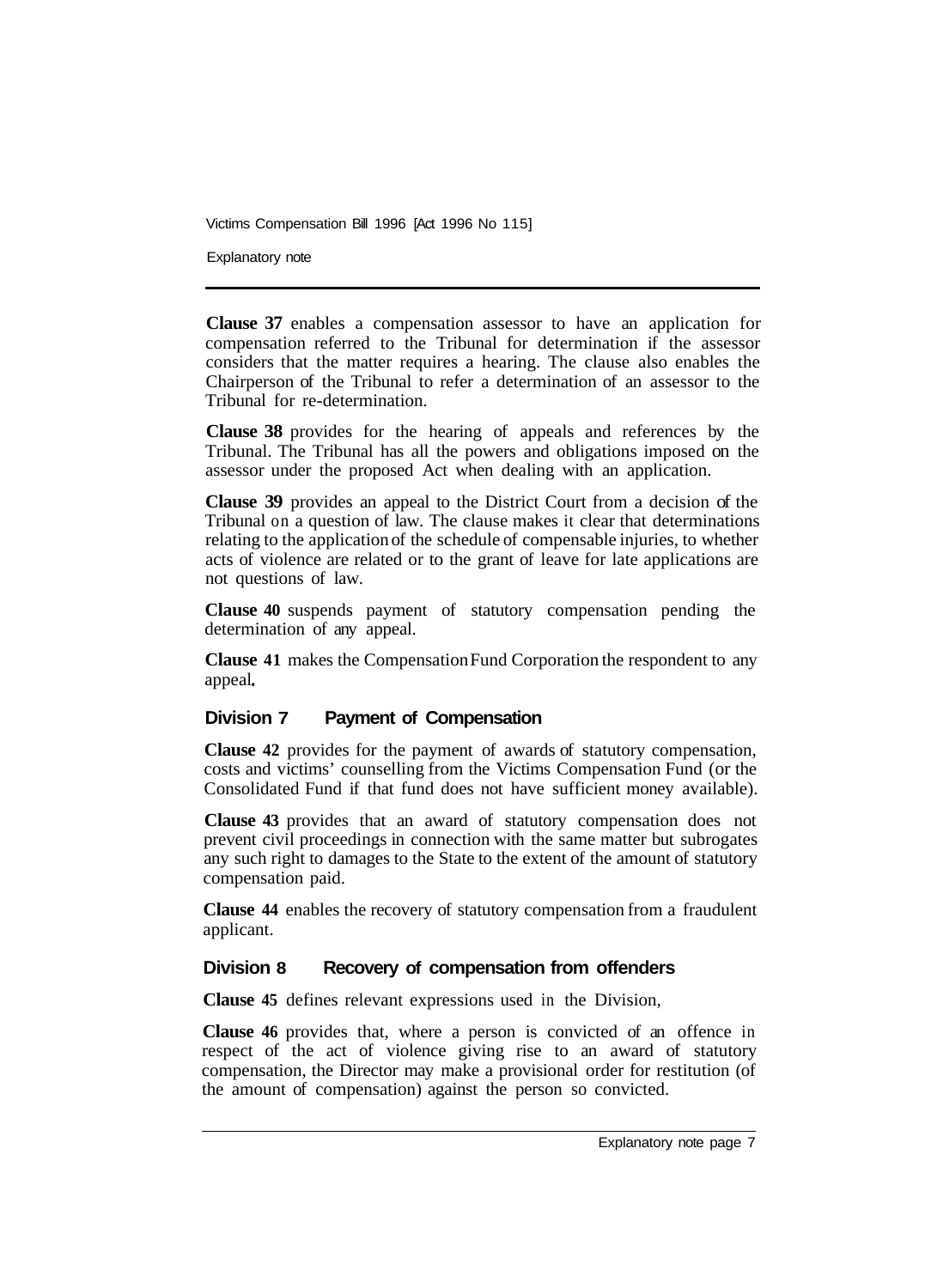**Clause 37** enables a compensation assessor to have an application for compensation referred to the Tribunal for determination if the assessor considers that the matter requires a hearing. The clause also enables the Chairperson of the Tribunal to refer a determination of an assessor to the Tribunal for re-determination.

**Clause 38** provides for the hearing of appeals and references by the Tribunal. The Tribunal has all the powers and obligations imposed on the assessor under the proposed Act when dealing with an application.

**Clause 39** provides an appeal to the District Court from a decision of the Tribunal on a question of law. The clause makes it clear that determinations relating to the application of the schedule of compensable injuries, to whether acts of violence are related or to the grant of leave for late applications are not questions of law.

**Clause 40** suspends payment of statutory compensation pending the determination of any appeal.

**Clause 41** makes the Compensation Fund Corporation the respondent to any appeal.

### Division 7 Payment of Compensation

**Clause 42** provides for the payment of awards of statutory compensation, costs and victims' counselling from the Victims Compensation Fund (or the Consolidated Fund if that fund does not have sufficient money available).

**Clause 43** provides that an award of statutory compensation does not prevent civil proceedings in connection with the same matter but subrogates any such right to damages to the State to the extent of the amount of statutory compensation paid.

**Clause 44** enables the recovery of statutory compensation from a fraudulent applicant.

### Division 8 Recovery of compensation from offenders

**Clause 45** defines relevant expressions used in the Division,

**Clause 46** provides that, where a person is convicted of an offence in respect of the act of violence giving rise to an award of statutory compensation, the Director may make a provisional order for restitution (of the amount of compensation) against the person so convicted.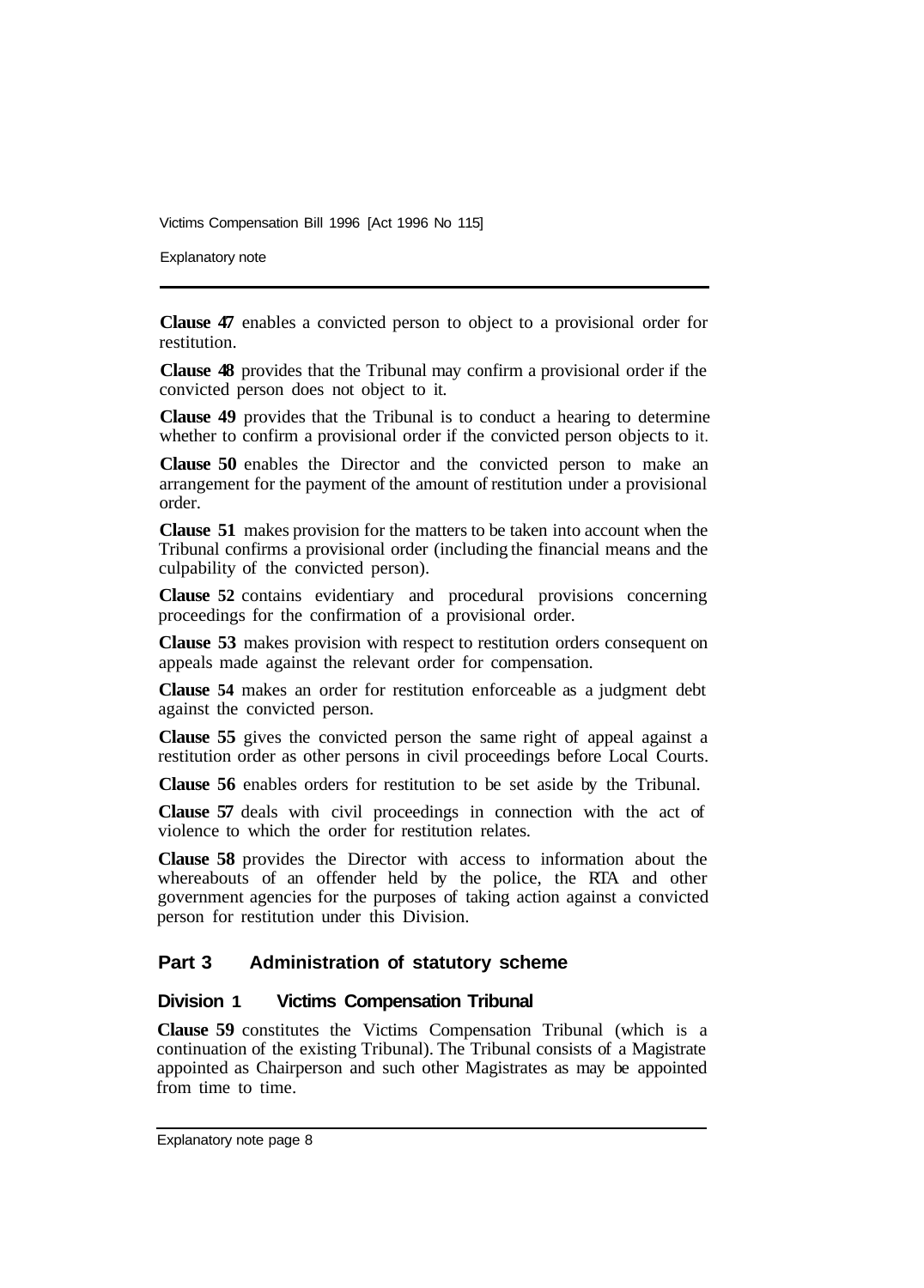**Clause 47** enables a convicted person to object to a provisional order for restitution.

**Clause 48** provides that the Tribunal may confirm a provisional order if the convicted person does not object to it.

**Clause 49** provides that the Tribunal is to conduct a hearing to determine whether to confirm a provisional order if the convicted person objects to it.

**Clause 50** enables the Director and the convicted person to make an arrangement for the payment of the amount of restitution under a provisional order.

**Clause 51** makes provision for the matters to be taken into account when the Tribunal confirms a provisional order (including the financial means and the culpability of the convicted person).

**Clause 52** contains evidentiary and procedural provisions concerning proceedings for the confirmation of a provisional order.

**Clause 53** makes provision with respect to restitution orders consequent on appeals made against the relevant order for compensation.

**Clause 54** makes an order for restitution enforceable as a judgment debt against the convicted person.

**Clause 55** gives the convicted person the same right of appeal against a restitution order as other persons in civil proceedings before Local Courts.

**Clause 56** enables orders for restitution to be set aside by the Tribunal.

**Clause 57** deals with civil proceedings in connection with the act of violence to which the order for restitution relates.

**Clause 58** provides the Director with access to information about the whereabouts of an offender held by the police, the RTA and other government agencies for the purposes of taking action against a convicted person for restitution under this Division.

## Part 3 Administration of statutory scheme

### Division 1 Victims Compensation Tribunal

**Clause 59** constitutes the Victims Compensation Tribunal (which is a continuation of the existing Tribunal). The Tribunal consists of a Magistrate appointed as Chairperson and such other Magistrates as may be appointed from time to time.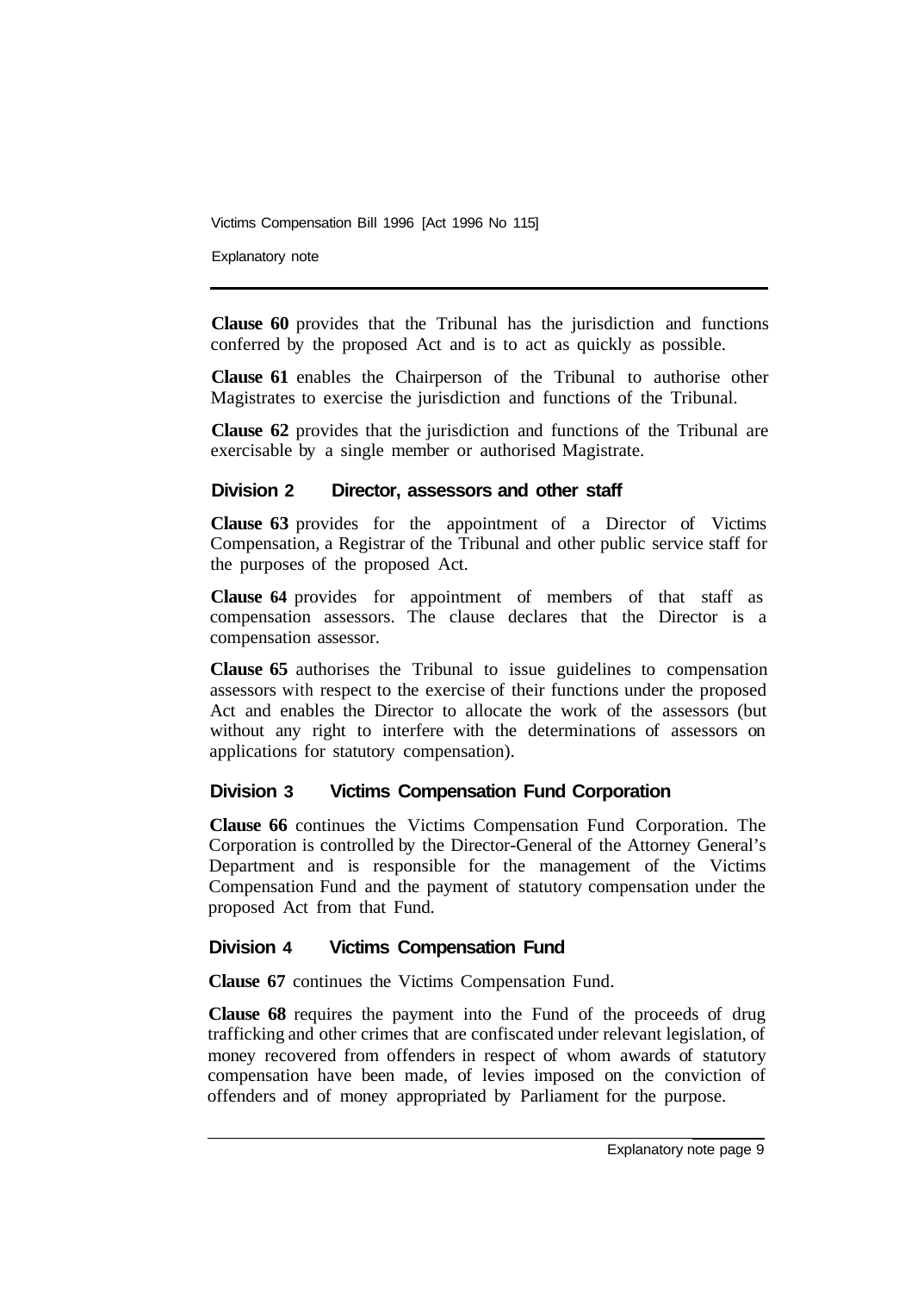**Clause 60** provides that the Tribunal has the jurisdiction and functions conferred by the proposed Act and is to act as quickly as possible.

**Clause 61** enables the Chairperson of the Tribunal to authorise other Magistrates to exercise the jurisdiction and functions of the Tribunal.

**Clause 62** provides that the jurisdiction and functions of the Tribunal are exercisable by a single member or authorised Magistrate.

## Division 2 Director, assessors and other staff

**Clause 63** provides for the appointment of a Director of Victims Compensation, a Registrar of the Tribunal and other public service staff for the purposes of the proposed Act.

**Clause 64** provides for appointment of members of that staff as compensation assessors. The clause declares that the Director is a compensation assessor.

**Clause 65** authorises the Tribunal to issue guidelines to compensation assessors with respect to the exercise of their functions under the proposed Act and enables the Director to allocate the work of the assessors (but without any right to interfere with the determinations of assessors on applications for statutory compensation).

## Division 3 Victims Compensation Fund Corporation

**Clause 66** continues the Victims Compensation Fund Corporation. The Corporation is controlled by the Director-General of the Attorney General's Department and is responsible for the management of the Victims Compensation Fund and the payment of statutory compensation under the proposed Act from that Fund.

## Division 4 Victims Compensation Fund

**Clause 67** continues the Victims Compensation Fund.

**Clause 68** requires the payment into the Fund of the proceeds of drug trafficking and other crimes that are confiscated under relevant legislation, of money recovered from offenders in respect of whom awards of statutory compensation have been made, of levies imposed on the conviction of offenders and of money appropriated by Parliament for the purpose.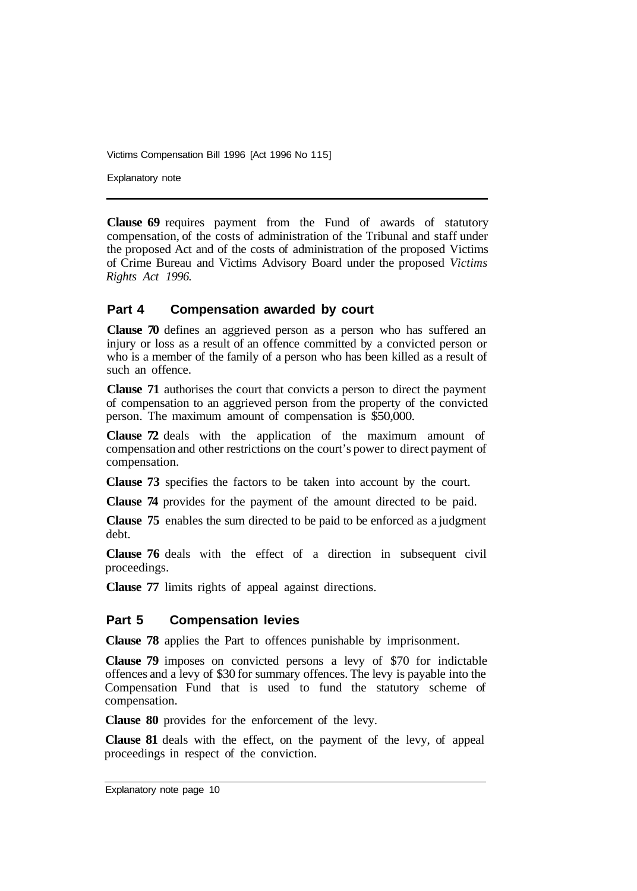**Clause 69** requires payment from the Fund of awards of statutory compensation, of the costs of administration of the Tribunal and staff under the proposed Act and of the costs of administration of the proposed Victims of Crime Bureau and Victims Advisory Board under the proposed *Victims Rights Act 1996.*

## Part 4 Compensation awarded by court

**Clause 70** defines an aggrieved person as a person who has suffered an injury or loss as a result of an offence committed by a convicted person or who is a member of the family of a person who has been killed as a result of such an offence.

**Clause 71** authorises the court that convicts a person to direct the payment of compensation to an aggrieved person from the property of the convicted person. The maximum amount of compensation is $50,000.

**Clause 72** deals with the application of the maximum amount of compensation and other restrictions on the court's power to direct payment of compensation.

**Clause 73** specifies the factors to be taken into account by the court.

**Clause 74** provides for the payment of the amount directed to be paid.

**Clause 75** enables the sum directed to be paid to be enforced as a judgment debt.

**Clause 76** deals with the effect of a direction in subsequent civil proceedings.

**Clause 77** limits rights of appeal against directions.

## Part 5 Compensation levies

**Clause 78** applies the Part to offences punishable by imprisonment.

**Clause 79** imposes on convicted persons a levy of $70 for indictable offences and a levy of $30 for summary offences. The levy is payable into the Compensation Fund that is used to fund the statutory scheme of compensation.

**Clause 80** provides for the enforcement of the levy.

**Clause 81** deals with the effect, on the payment of the levy, of appeal proceedings in respect of the conviction.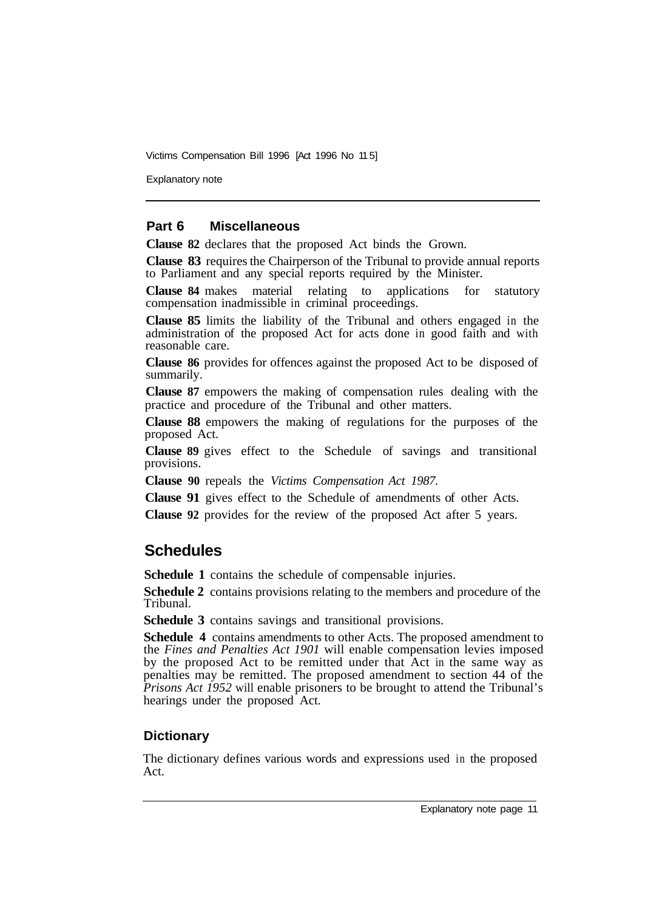## Part 6 Miscellaneous

**Clause 82** declares that the proposed Act binds the Grown.

**Clause 83** requires the Chairperson of the Tribunal to provide annual reports to Parliament and any special reports required by the Minister.

**Clause 84** makes material relating to applications for statutory compensation inadmissible in criminal proceedings.

**Clause 85** limits the liability of the Tribunal and others engaged in the administration of the proposed Act for acts done in good faith and with reasonable care.

**Clause 86** provides for offences against the proposed Act to be disposed of summarily.

**Clause 87** empowers the making of compensation rules dealing with the practice and procedure of the Tribunal and other matters.

**Clause 88** empowers the making of regulations for the purposes of the proposed Act.

**Clause 89** gives effect to the Schedule of savings and transitional provisions.

**Clause 90** repeals the *Victims Compensation Act 1987.*

**Clause 91** gives effect to the Schedule of amendments of other Acts.

**Clause 92** provides for the review of the proposed Act after 5 years.

# Schedules

**Schedule 1** contains the schedule of compensable injuries.

**Schedule 2** contains provisions relating to the members and procedure of the Tribunal.

**Schedule 3** contains savings and transitional provisions.

**Schedule 4** contains amendments to other Acts. The proposed amendment to the *Fines and Penalties Act 1901* will enable compensation levies imposed by the proposed Act to be remitted under that Act in the same way as penalties may be remitted. The proposed amendment to section 44 of the *Prisons Act 1952* will enable prisoners to be brought to attend the Tribunal's hearings under the proposed Act.

## Dictionary

The dictionary defines various words and expressions used in the proposed Act.